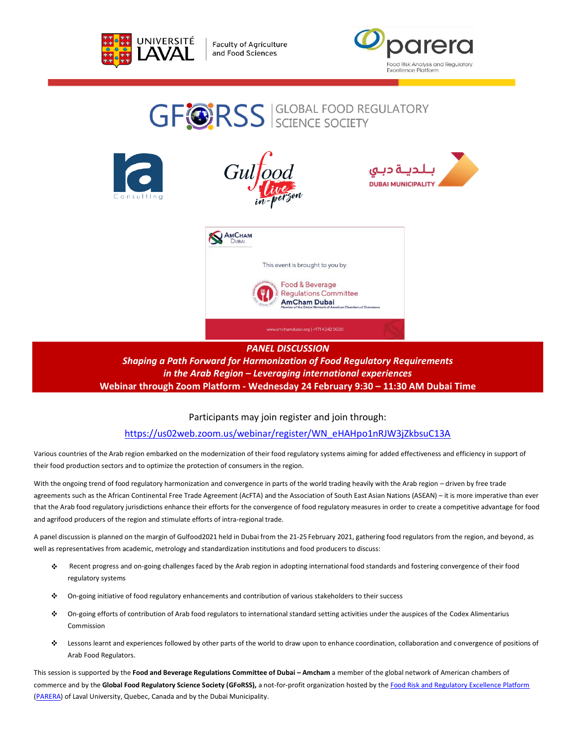UNIVERSITÉ LAVAL | Faculty of Agriculture and Food Sciences

parera — Food Risk Analysis and Regulatory Excellence Platform

GFoRSS | GLOBAL FOOD REGULATORY SCIENCE SOCIETY

ra Consulting

Gulfood live in-person

بـلـديـة دبـي DUBAI MUNICIPALITY

AmCham Dubai

This event is brought to you by:

Food & Beverage Regulations Committee
AmCham Dubai
Member of the Global Network of American Chambers of Commerce

www.amchamdubai.org | +9714 242 0020

## *PANEL DISCUSSION*
## *Shaping a Path Forward for Harmonization of Food Regulatory Requirements in the Arab Region – Leveraging international experiences*
## Webinar through Zoom Platform - Wednesday 24 February 9:30 – 11:30 AM Dubai Time

Participants may join register and join through:

https://us02web.zoom.us/webinar/register/WN_eHAHpo1nRJW3jZkbsuC13A

Various countries of the Arab region embarked on the modernization of their food regulatory systems aiming for added effectiveness and efficiency in support of their food production sectors and to optimize the protection of consumers in the region.

With the ongoing trend of food regulatory harmonization and convergence in parts of the world trading heavily with the Arab region – driven by free trade agreements such as the African Continental Free Trade Agreement (AcFTA) and the Association of South East Asian Nations (ASEAN) – it is more imperative than ever that the Arab food regulatory jurisdictions enhance their efforts for the convergence of food regulatory measures in order to create a competitive advantage for food and agrifood producers of the region and stimulate efforts of intra-regional trade.

A panel discussion is planned on the margin of Gulfood2021 held in Dubai from the 21-25 February 2021, gathering food regulators from the region, and beyond, as well as representatives from academic, metrology and standardization institutions and food producers to discuss:

- Recent progress and on-going challenges faced by the Arab region in adopting international food standards and fostering convergence of their food regulatory systems
- On-going initiative of food regulatory enhancements and contribution of various stakeholders to their success
- On-going efforts of contribution of Arab food regulators to international standard setting activities under the auspices of the Codex Alimentarius Commission
- Lessons learnt and experiences followed by other parts of the world to draw upon to enhance coordination, collaboration and convergence of positions of Arab Food Regulators.

This session is supported by the **Food and Beverage Regulations Committee of Dubai – Amcham** a member of the global network of American chambers of commerce and by the **Global Food Regulatory Science Society (GFoRSS),** a not-for-profit organization hosted by the Food Risk and Regulatory Excellence Platform (PARERA) of Laval University, Quebec, Canada and by the Dubai Municipality.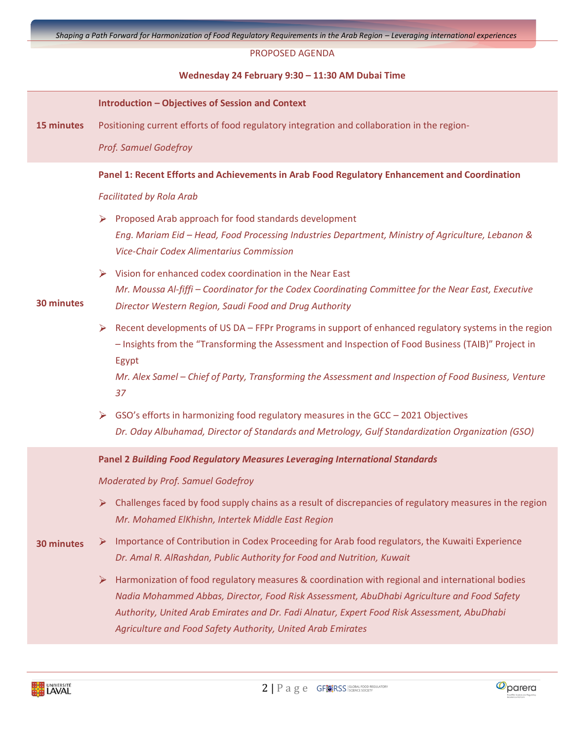PROPOSED AGENDA

**Wednesday 24 February 9:30 – 11:30 AM Dubai Time**

**15 minutes**

**Introduction – Objectives of Session and Context**

Positioning current efforts of food regulatory integration and collaboration in the region-

*Prof. Samuel Godefroy*

**30 minutes**

**Panel 1: Recent Efforts and Achievements in Arab Food Regulatory Enhancement and Coordination**

*Facilitated by Rola Arab*

- Proposed Arab approach for food standards development
  *Eng. Mariam Eid – Head, Food Processing Industries Department, Ministry of Agriculture, Lebanon & Vice-Chair Codex Alimentarius Commission*
- Vision for enhanced codex coordination in the Near East
  *Mr. Moussa Al-fiffi – Coordinator for the Codex Coordinating Committee for the Near East, Executive Director Western Region, Saudi Food and Drug Authority*
- Recent developments of US DA – FFPr Programs in support of enhanced regulatory systems in the region – Insights from the "Transforming the Assessment and Inspection of Food Business (TAIB)" Project in Egypt
  *Mr. Alex Samel – Chief of Party, Transforming the Assessment and Inspection of Food Business, Venture 37*
- GSO's efforts in harmonizing food regulatory measures in the GCC – 2021 Objectives
  *Dr. Oday Albuhamad, Director of Standards and Metrology, Gulf Standardization Organization (GSO)*

**30 minutes**

**Panel 2** ***Building Food Regulatory Measures Leveraging International Standards***

*Moderated by Prof. Samuel Godefroy*

- Challenges faced by food supply chains as a result of discrepancies of regulatory measures in the region
  *Mr. Mohamed ElKhishn, Intertek Middle East Region*
- Importance of Contribution in Codex Proceeding for Arab food regulators, the Kuwaiti Experience
  *Dr. Amal R. AlRashdan, Public Authority for Food and Nutrition, Kuwait*
- Harmonization of food regulatory measures & coordination with regional and international bodies
  *Nadia Mohammed Abbas, Director, Food Risk Assessment, AbuDhabi Agriculture and Food Safety Authority, United Arab Emirates and Dr. Fadi Alnatur, Expert Food Risk Assessment, AbuDhabi Agriculture and Food Safety Authority, United Arab Emirates*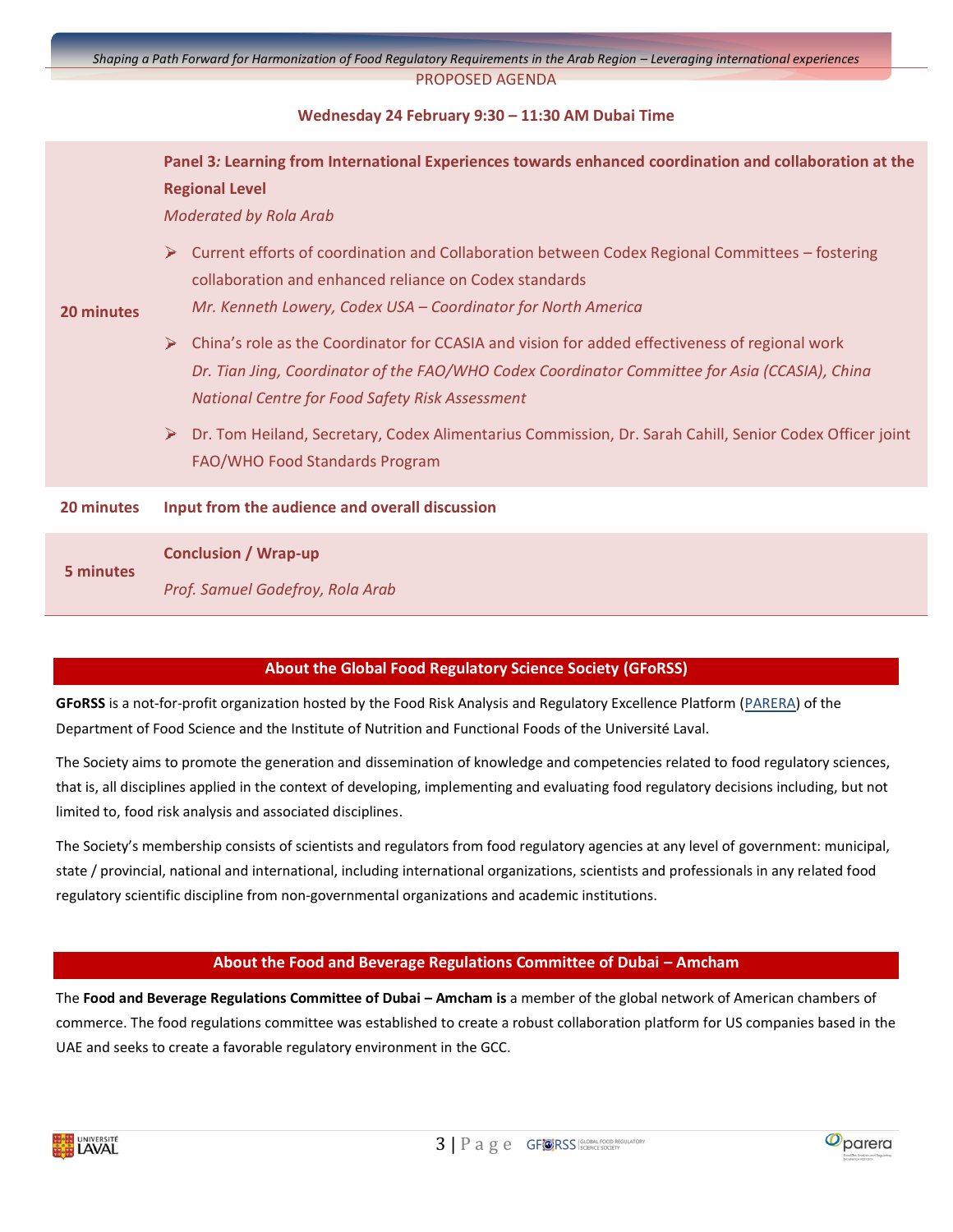PROPOSED AGENDA

**Wednesday 24 February 9:30 – 11:30 AM Dubai Time**

| | |
|---|---|
| **20 minutes** | **Panel 3: Learning from International Experiences towards enhanced coordination and collaboration at the Regional Level**<br>*Moderated by Rola Arab*<br>➢ Current efforts of coordination and Collaboration between Codex Regional Committees – fostering collaboration and enhanced reliance on Codex standards<br>*Mr. Kenneth Lowery, Codex USA – Coordinator for North America*<br>➢ China's role as the Coordinator for CCASIA and vision for added effectiveness of regional work<br>*Dr. Tian Jing, Coordinator of the FAO/WHO Codex Coordinator Committee for Asia (CCASIA), China National Centre for Food Safety Risk Assessment*<br>➢ Dr. Tom Heiland, Secretary, Codex Alimentarius Commission, Dr. Sarah Cahill, Senior Codex Officer joint FAO/WHO Food Standards Program |
| **20 minutes** | **Input from the audience and overall discussion** |
| **5 minutes** | **Conclusion / Wrap-up**<br>*Prof. Samuel Godefroy, Rola Arab* |

## About the Global Food Regulatory Science Society (GFoRSS)

**GFoRSS** is a not-for-profit organization hosted by the Food Risk Analysis and Regulatory Excellence Platform (PARERA) of the Department of Food Science and the Institute of Nutrition and Functional Foods of the Université Laval.

The Society aims to promote the generation and dissemination of knowledge and competencies related to food regulatory sciences, that is, all disciplines applied in the context of developing, implementing and evaluating food regulatory decisions including, but not limited to, food risk analysis and associated disciplines.

The Society's membership consists of scientists and regulators from food regulatory agencies at any level of government: municipal, state / provincial, national and international, including international organizations, scientists and professionals in any related food regulatory scientific discipline from non-governmental organizations and academic institutions.

## About the Food and Beverage Regulations Committee of Dubai – Amcham

The **Food and Beverage Regulations Committee of Dubai – Amcham is** a member of the global network of American chambers of commerce. The food regulations committee was established to create a robust collaboration platform for US companies based in the UAE and seeks to create a favorable regulatory environment in the GCC.